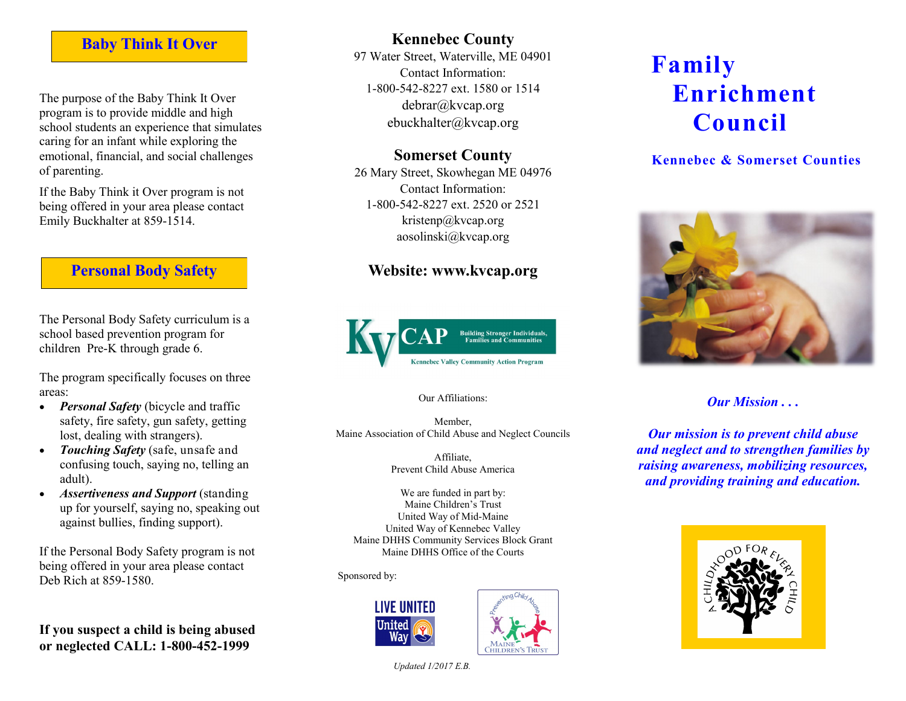## Baby Think It Over

The purpose of the Baby Think It Over program is to provide middle and high school students an experience that simulates caring for an infant while exploring the emotional, financial, and social challenges of parenting.

If the Baby Think it Over program is not being offered in your area please contact Emily Buckhalter at 859-1514.

## Personal Body Safety

The Personal Body Safety curriculum is a school based prevention program for children Pre-K through grade 6.

The program specifically focuses on three areas:

- ***Personal Safety*** (bicycle and traffic safety, fire safety, gun safety, getting lost, dealing with strangers).
- ***Touching Safety*** (safe, unsafe and confusing touch, saying no, telling an adult).
- ***Assertiveness and Support*** (standing up for yourself, saying no, speaking out against bullies, finding support).

If the Personal Body Safety program is not being offered in your area please contact Deb Rich at 859-1580.

**If you suspect a child is being abused or neglected CALL: 1-800-452-1999**

### Kennebec County

97 Water Street, Waterville, ME 04901
Contact Information:
1-800-542-8227 ext. 1580 or 1514
debrar@kvcap.org
ebuckhalter@kvcap.org

### Somerset County

26 Mary Street, Skowhegan ME 04976
Contact Information:
1-800-542-8227 ext. 2520 or 2521
kristenp@kvcap.org
aosolinski@kvcap.org

### Website: www.kvcap.org

KVCAP Building Stronger Individuals, Families and Communities
Kennebec Valley Community Action Program

Our Affiliations:

Member,
Maine Association of Child Abuse and Neglect Councils

Affiliate,
Prevent Child Abuse America

We are funded in part by:
Maine Children's Trust
United Way of Mid-Maine
United Way of Kennebec Valley
Maine DHHS Community Services Block Grant
Maine DHHS Office of the Courts

Sponsored by:

LIVE UNITED United Way

Preventing Child Abuse Maine Children's Trust

*Updated 1/2017 E.B.*

# Family Enrichment Council

## Kennebec & Somerset Counties

***Our Mission . . .***

***Our mission is to prevent child abuse and neglect and to strengthen families by raising awareness, mobilizing resources, and providing training and education.***

A CHILDHOOD FOR EVERY CHILD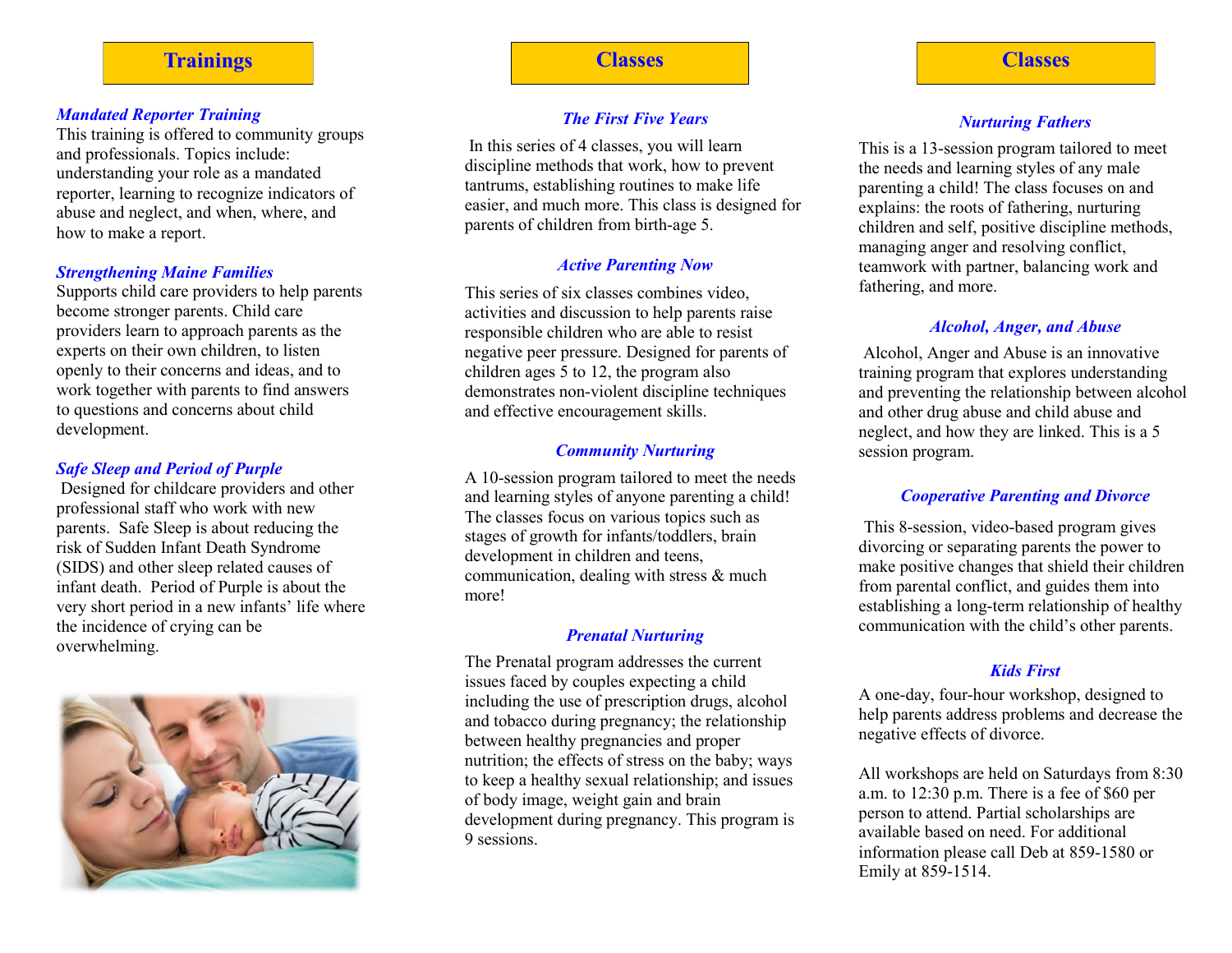## Trainings

***Mandated Reporter Training***

This training is offered to community groups and professionals. Topics include: understanding your role as a mandated reporter, learning to recognize indicators of abuse and neglect, and when, where, and how to make a report.

***Strengthening Maine Families***

Supports child care providers to help parents become stronger parents. Child care providers learn to approach parents as the experts on their own children, to listen openly to their concerns and ideas, and to work together with parents to find answers to questions and concerns about child development.

***Safe Sleep and Period of Purple***

Designed for childcare providers and other professional staff who work with new parents. Safe Sleep is about reducing the risk of Sudden Infant Death Syndrome (SIDS) and other sleep related causes of infant death. Period of Purple is about the very short period in a new infants' life where the incidence of crying can be overwhelming.

## Classes

***The First Five Years***

In this series of 4 classes, you will learn discipline methods that work, how to prevent tantrums, establishing routines to make life easier, and much more. This class is designed for parents of children from birth-age 5.

***Active Parenting Now***

This series of six classes combines video, activities and discussion to help parents raise responsible children who are able to resist negative peer pressure. Designed for parents of children ages 5 to 12, the program also demonstrates non-violent discipline techniques and effective encouragement skills.

***Community Nurturing***

A 10-session program tailored to meet the needs and learning styles of anyone parenting a child! The classes focus on various topics such as stages of growth for infants/toddlers, brain development in children and teens, communication, dealing with stress & much more!

***Prenatal Nurturing***

The Prenatal program addresses the current issues faced by couples expecting a child including the use of prescription drugs, alcohol and tobacco during pregnancy; the relationship between healthy pregnancies and proper nutrition; the effects of stress on the baby; ways to keep a healthy sexual relationship; and issues of body image, weight gain and brain development during pregnancy. This program is 9 sessions.

## Classes

***Nurturing Fathers***

This is a 13-session program tailored to meet the needs and learning styles of any male parenting a child! The class focuses on and explains: the roots of fathering, nurturing children and self, positive discipline methods, managing anger and resolving conflict, teamwork with partner, balancing work and fathering, and more.

***Alcohol, Anger, and Abuse***

Alcohol, Anger and Abuse is an innovative training program that explores understanding and preventing the relationship between alcohol and other drug abuse and child abuse and neglect, and how they are linked. This is a 5 session program.

***Cooperative Parenting and Divorce***

This 8-session, video-based program gives divorcing or separating parents the power to make positive changes that shield their children from parental conflict, and guides them into establishing a long-term relationship of healthy communication with the child's other parents.

***Kids First***

A one-day, four-hour workshop, designed to help parents address problems and decrease the negative effects of divorce.

All workshops are held on Saturdays from 8:30 a.m. to 12:30 p.m. There is a fee of $60 per person to attend. Partial scholarships are available based on need. For additional information please call Deb at 859-1580 or Emily at 859-1514.